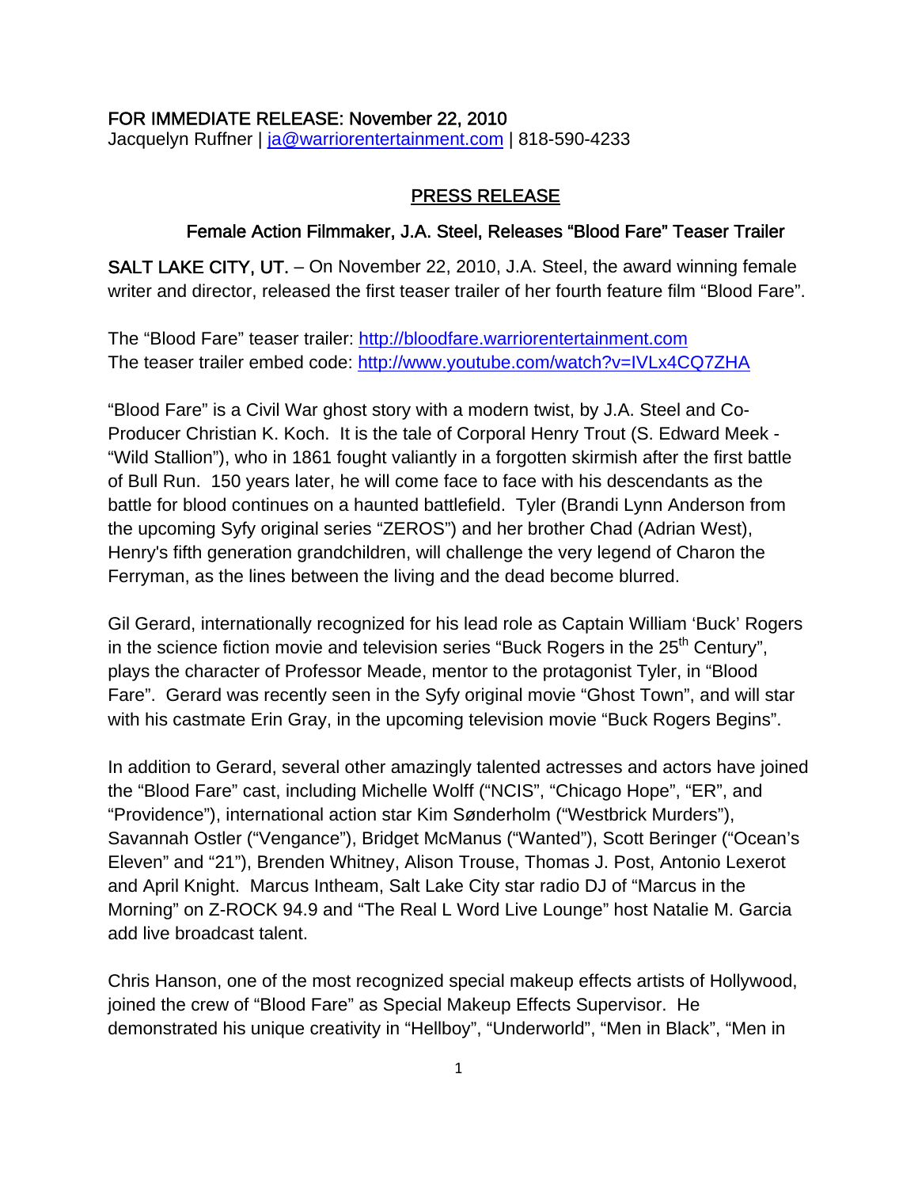FOR IMMEDIATE RELEASE: November 22, 2010
Jacquelyn Ruffner | ja@warriorentertainment.com | 818-590-4233

## PRESS RELEASE

### Female Action Filmmaker, J.A. Steel, Releases "Blood Fare" Teaser Trailer

SALT LAKE CITY, UT. – On November 22, 2010, J.A. Steel, the award winning female writer and director, released the first teaser trailer of her fourth feature film "Blood Fare".

The "Blood Fare" teaser trailer: http://bloodfare.warriorentertainment.com
The teaser trailer embed code: http://www.youtube.com/watch?v=IVLx4CQ7ZHA

"Blood Fare" is a Civil War ghost story with a modern twist, by J.A. Steel and Co-Producer Christian K. Koch. It is the tale of Corporal Henry Trout (S. Edward Meek - "Wild Stallion"), who in 1861 fought valiantly in a forgotten skirmish after the first battle of Bull Run. 150 years later, he will come face to face with his descendants as the battle for blood continues on a haunted battlefield. Tyler (Brandi Lynn Anderson from the upcoming Syfy original series "ZEROS") and her brother Chad (Adrian West), Henry's fifth generation grandchildren, will challenge the very legend of Charon the Ferryman, as the lines between the living and the dead become blurred.

Gil Gerard, internationally recognized for his lead role as Captain William 'Buck' Rogers in the science fiction movie and television series "Buck Rogers in the 25th Century", plays the character of Professor Meade, mentor to the protagonist Tyler, in "Blood Fare". Gerard was recently seen in the Syfy original movie "Ghost Town", and will star with his castmate Erin Gray, in the upcoming television movie "Buck Rogers Begins".

In addition to Gerard, several other amazingly talented actresses and actors have joined the "Blood Fare" cast, including Michelle Wolff ("NCIS", "Chicago Hope", "ER", and "Providence"), international action star Kim Sønderholm ("Westbrick Murders"), Savannah Ostler ("Vengance"), Bridget McManus ("Wanted"), Scott Beringer ("Ocean's Eleven" and "21"), Brenden Whitney, Alison Trouse, Thomas J. Post, Antonio Lexerot and April Knight. Marcus Intheam, Salt Lake City star radio DJ of "Marcus in the Morning" on Z-ROCK 94.9 and "The Real L Word Live Lounge" host Natalie M. Garcia add live broadcast talent.

Chris Hanson, one of the most recognized special makeup effects artists of Hollywood, joined the crew of "Blood Fare" as Special Makeup Effects Supervisor. He demonstrated his unique creativity in "Hellboy", "Underworld", "Men in Black", "Men in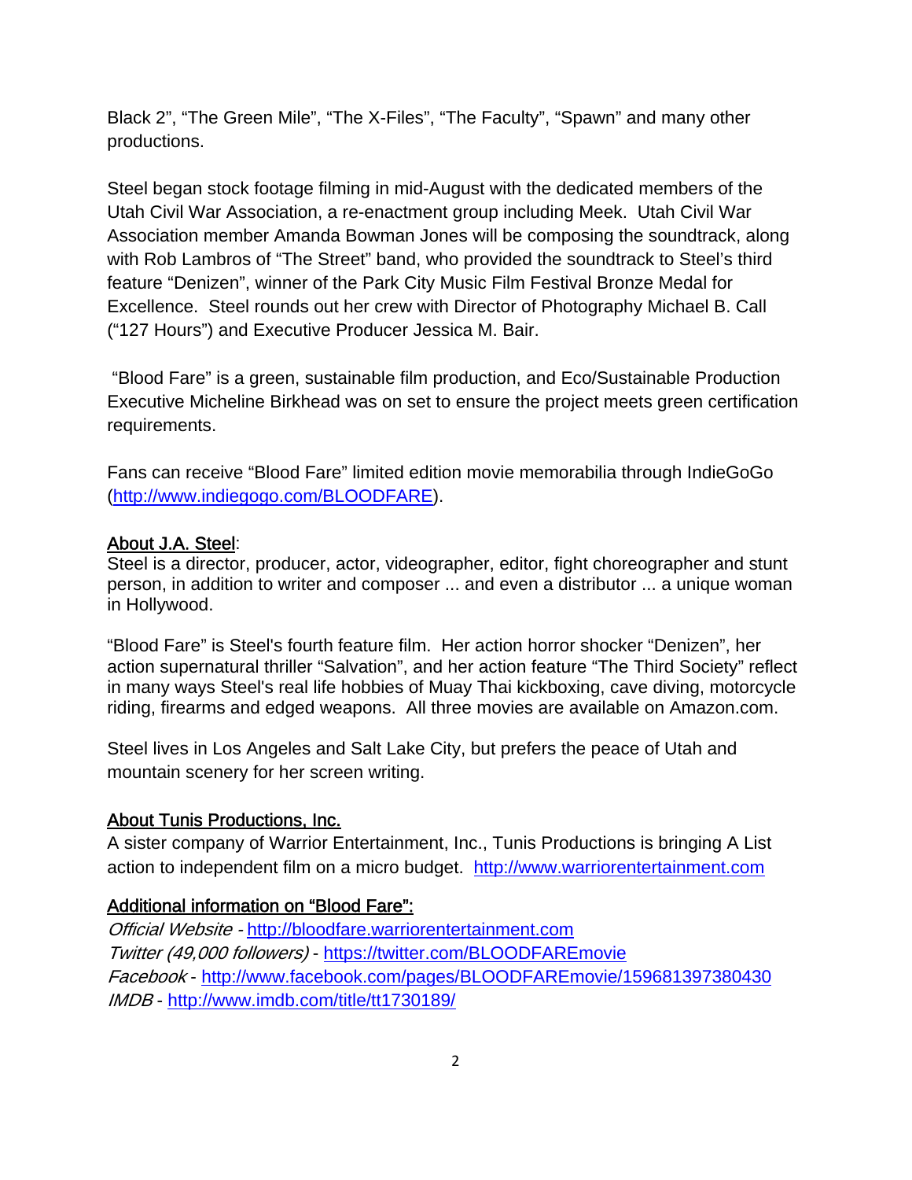Black 2", "The Green Mile", "The X-Files", "The Faculty", "Spawn" and many other productions.

Steel began stock footage filming in mid-August with the dedicated members of the Utah Civil War Association, a re-enactment group including Meek. Utah Civil War Association member Amanda Bowman Jones will be composing the soundtrack, along with Rob Lambros of "The Street" band, who provided the soundtrack to Steel's third feature "Denizen", winner of the Park City Music Film Festival Bronze Medal for Excellence. Steel rounds out her crew with Director of Photography Michael B. Call ("127 Hours") and Executive Producer Jessica M. Bair.

"Blood Fare" is a green, sustainable film production, and Eco/Sustainable Production Executive Micheline Birkhead was on set to ensure the project meets green certification requirements.

Fans can receive "Blood Fare" limited edition movie memorabilia through IndieGoGo (http://www.indiegogo.com/BLOODFARE).

## About J.A. Steel:

Steel is a director, producer, actor, videographer, editor, fight choreographer and stunt person, in addition to writer and composer ... and even a distributor ... a unique woman in Hollywood.

"Blood Fare" is Steel's fourth feature film. Her action horror shocker "Denizen", her action supernatural thriller "Salvation", and her action feature "The Third Society" reflect in many ways Steel's real life hobbies of Muay Thai kickboxing, cave diving, motorcycle riding, firearms and edged weapons. All three movies are available on Amazon.com.

Steel lives in Los Angeles and Salt Lake City, but prefers the peace of Utah and mountain scenery for her screen writing.

## About Tunis Productions, Inc.

A sister company of Warrior Entertainment, Inc., Tunis Productions is bringing A List action to independent film on a micro budget. http://www.warriorentertainment.com

## Additional information on "Blood Fare":

*Official Website* - http://bloodfare.warriorentertainment.com
*Twitter (49,000 followers)* - https://twitter.com/BLOODFAREmovie
*Facebook* - http://www.facebook.com/pages/BLOODFAREmovie/159681397380430
*IMDB* - http://www.imdb.com/title/tt1730189/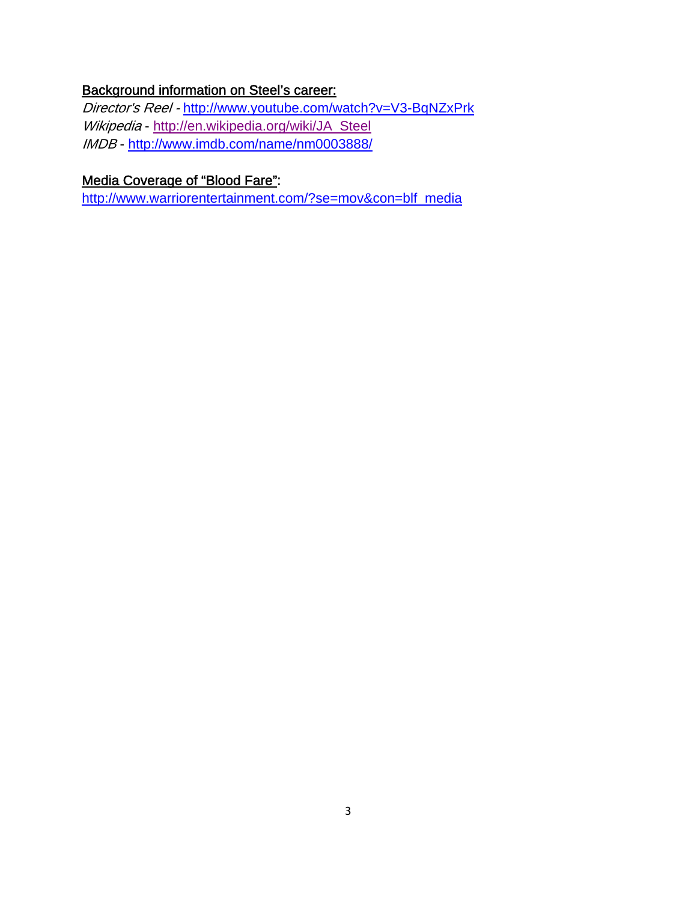Background information on Steel's career:

*Director's Reel* - http://www.youtube.com/watch?v=V3-BqNZxPrk
*Wikipedia* - http://en.wikipedia.org/wiki/JA_Steel
*IMDB* - http://www.imdb.com/name/nm0003888/

Media Coverage of “Blood Fare”:

http://www.warriorentertainment.com/?se=mov&con=blf_media